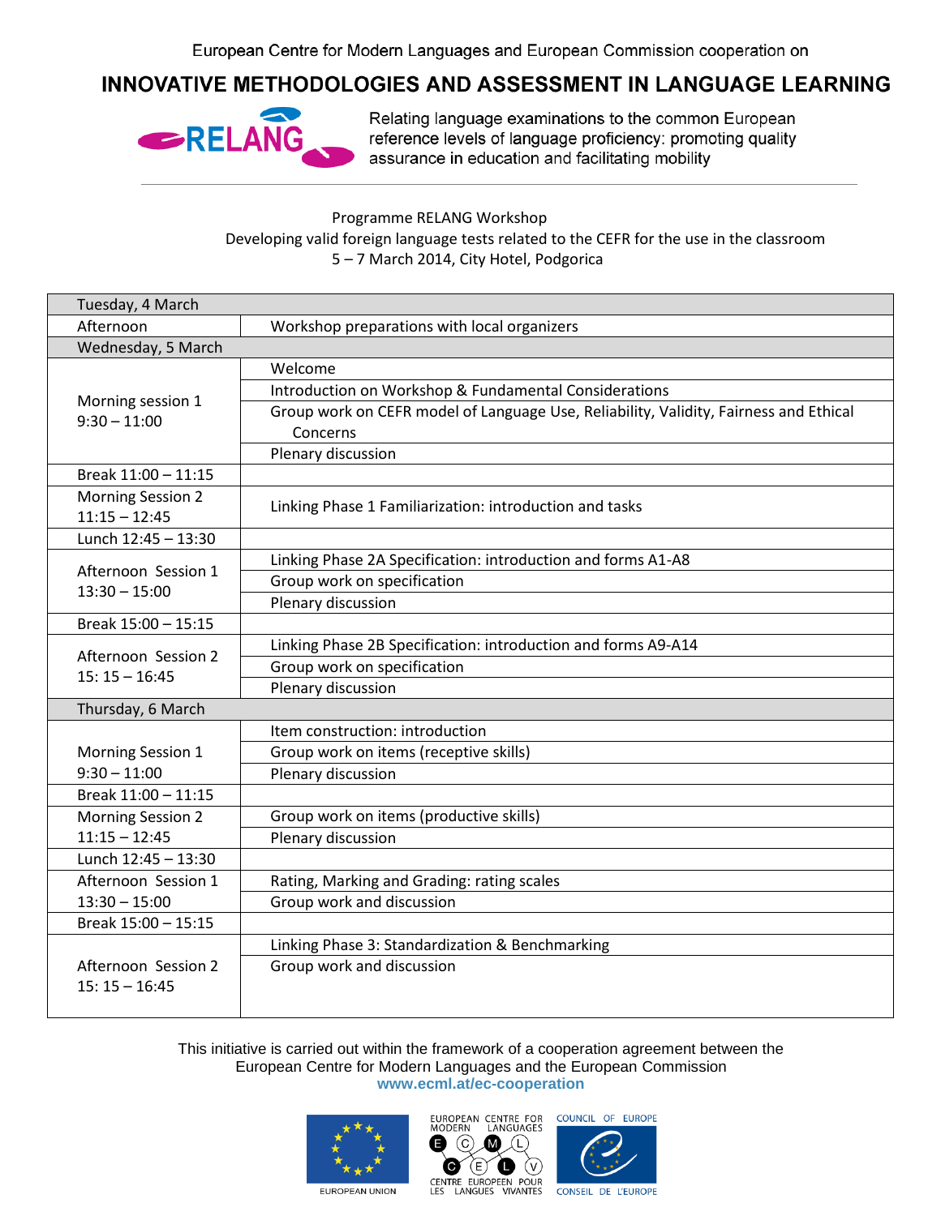European Centre for Modern Languages and European Commission cooperation on

# INNOVATIVE METHODOLOGIES AND ASSESSMENT IN LANGUAGE LEARNING

RELANG

Relating language examinations to the common European reference levels of language proficiency: promoting quality assurance in education and facilitating mobility

Programme RELANG Workshop
Developing valid foreign language tests related to the CEFR for the use in the classroom
5 – 7 March 2014, City Hotel, Podgorica

| Tuesday, 4 March | |
|---|---|
| Afternoon | Workshop preparations with local organizers |
| **Wednesday, 5 March** | |
| Morning session 1<br>9:30 – 11:00 | Welcome |
| | Introduction on Workshop & Fundamental Considerations |
| | Group work on CEFR model of Language Use, Reliability, Validity, Fairness and Ethical Concerns |
| | Plenary discussion |
| Break 11:00 – 11:15 | |
| Morning Session 2<br>11:15 – 12:45 | Linking Phase 1 Familiarization: introduction and tasks |
| Lunch 12:45 – 13:30 | |
| Afternoon Session 1<br>13:30 – 15:00 | Linking Phase 2A Specification: introduction and forms A1-A8 |
| | Group work on specification |
| | Plenary discussion |
| Break 15:00 – 15:15 | |
| Afternoon Session 2<br>15: 15 – 16:45 | Linking Phase 2B Specification: introduction and forms A9-A14 |
| | Group work on specification |
| | Plenary discussion |
| **Thursday, 6 March** | |
| Morning Session 1<br>9:30 – 11:00 | Item construction: introduction |
| | Group work on items (receptive skills) |
| | Plenary discussion |
| Break 11:00 – 11:15 | |
| Morning Session 2<br>11:15 – 12:45 | Group work on items (productive skills) |
| | Plenary discussion |
| Lunch 12:45 – 13:30 | |
| Afternoon Session 1<br>13:30 – 15:00 | Rating, Marking and Grading: rating scales |
| | Group work and discussion |
| Break 15:00 – 15:15 | |
| Afternoon Session 2<br>15: 15 – 16:45 | Linking Phase 3: Standardization & Benchmarking |
| | Group work and discussion |

This initiative is carried out within the framework of a cooperation agreement between the European Centre for Modern Languages and the European Commission
**www.ecml.at/ec-cooperation**

EUROPEAN UNION · EUROPEAN CENTRE FOR MODERN LANGUAGES / CENTRE EUROPEEN POUR LES LANGUES VIVANTES · COUNCIL OF EUROPE / CONSEIL DE L'EUROPE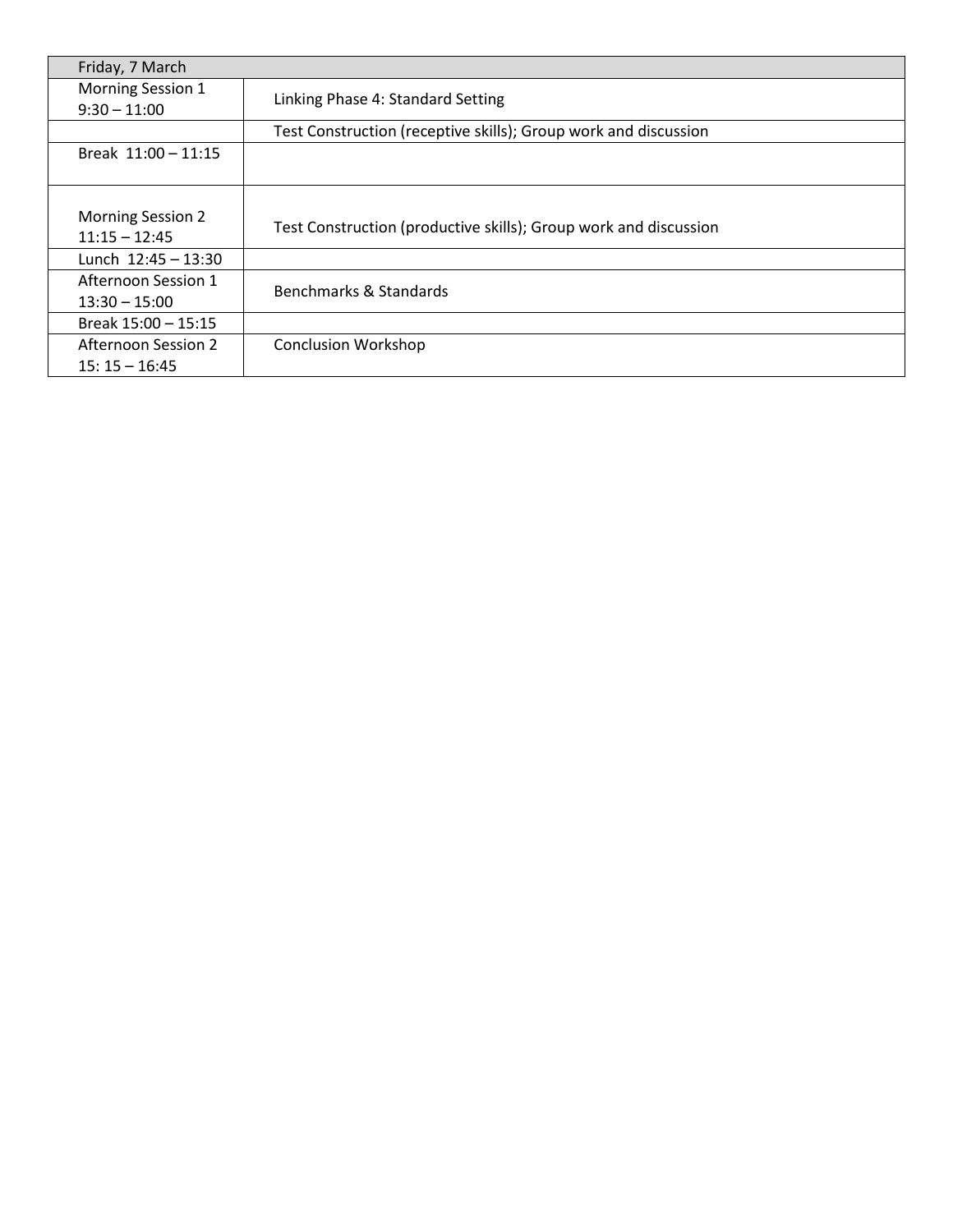| Friday, 7 March | |
|---|---|
| Morning Session 1 9:30 – 11:00 | Linking Phase 4: Standard Setting |
| | Test Construction (receptive skills); Group work and discussion |
| Break 11:00 – 11:15 | |
| Morning Session 2 11:15 – 12:45 | Test Construction (productive skills); Group work and discussion |
| Lunch 12:45 – 13:30 | |
| Afternoon Session 1 13:30 – 15:00 | Benchmarks & Standards |
| Break 15:00 – 15:15 | |
| Afternoon Session 2 15: 15 – 16:45 | Conclusion Workshop |